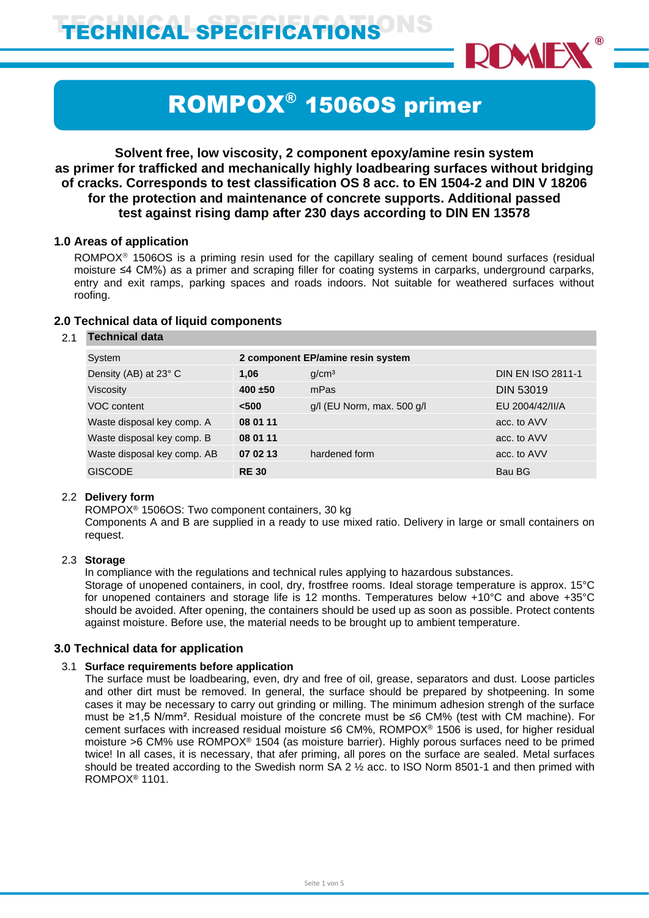# TECHNICAL SPECIFICATIONS

## ROMPOX® 1506OS primer

**Solvent free, low viscosity, 2 component epoxy/amine resin system as primer for trafficked and mechanically highly loadbearing surfaces without bridging of cracks. Corresponds to test classification OS 8 acc. to EN 1504-2 and DIN V 18206 for the protection and maintenance of concrete supports. Additional passed test against rising damp after 230 days according to DIN EN 13578**

### 1.0 Areas of application

ROMPOX® 1506OS is a priming resin used for the capillary sealing of cement bound surfaces (residual moisture ≤4 CM%) as a primer and scraping filler for coating systems in carparks, underground carparks, entry and exit ramps, parking spaces and roads indoors. Not suitable for weathered surfaces without roofing.

### 2.0 Technical data of liquid components

2.1 **Technical data**

| System | **2 component EP/amine resin system** | | |
|---|---|---|---|
| Density (AB) at 23° C | **1,06** | g/cm³ | DIN EN ISO 2811-1 |
| Viscosity | **400 ±50** | mPas | DIN 53019 |
| VOC content | **<500** | g/l (EU Norm, max. 500 g/l | EU 2004/42/II/A |
| Waste disposal key comp. A | **08 01 11** | | acc. to AVV |
| Waste disposal key comp. B | **08 01 11** | | acc. to AVV |
| Waste disposal key comp. AB | **07 02 13** | hardened form | acc. to AVV |
| GISCODE | **RE 30** | | Bau BG |

2.2 **Delivery form**

ROMPOX® 1506OS: Two component containers, 30 kg
Components A and B are supplied in a ready to use mixed ratio. Delivery in large or small containers on request.

2.3 **Storage**

In compliance with the regulations and technical rules applying to hazardous substances.
Storage of unopened containers, in cool, dry, frostfree rooms. Ideal storage temperature is approx. 15°C for unopened containers and storage life is 12 months. Temperatures below +10°C and above +35°C should be avoided. After opening, the containers should be used up as soon as possible. Protect contents against moisture. Before use, the material needs to be brought up to ambient temperature.

### 3.0 Technical data for application

3.1 **Surface requirements before application**

The surface must be loadbearing, even, dry and free of oil, grease, separators and dust. Loose particles and other dirt must be removed. In general, the surface should be prepared by shotpeening. In some cases it may be necessary to carry out grinding or milling. The minimum adhesion strengh of the surface must be ≥1,5 N/mm². Residual moisture of the concrete must be ≤6 CM% (test with CM machine). For cement surfaces with increased residual moisture ≤6 CM%, ROMPOX® 1506 is used, for higher residual moisture >6 CM% use ROMPOX® 1504 (as moisture barrier). Highly porous surfaces need to be primed twice! In all cases, it is necessary, that afer priming, all pores on the surface are sealed. Metal surfaces should be treated according to the Swedish norm SA 2 ½ acc. to ISO Norm 8501-1 and then primed with ROMPOX® 1101.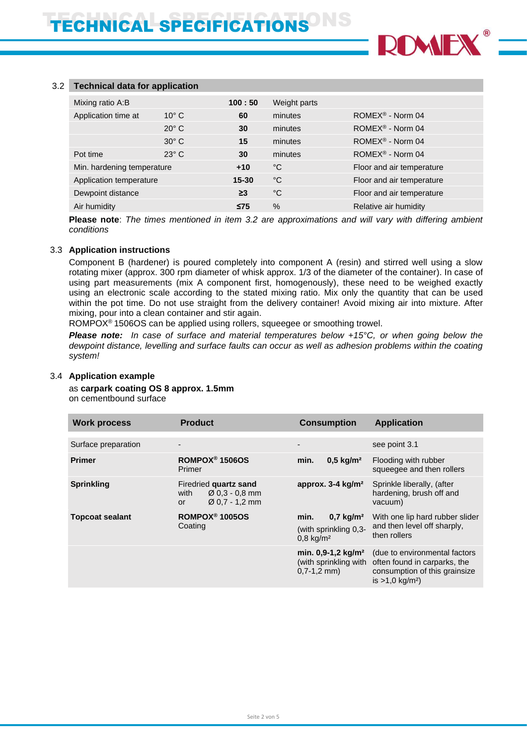## 3.2 Technical data for application

| | | | | |
|---|---|---|---|---|
| Mixing ratio A:B | | **100 : 50** | Weight parts | |
| Application time at | 10° C | **60** | minutes | ROMEX® - Norm 04 |
| | 20° C | **30** | minutes | ROMEX® - Norm 04 |
| | 30° C | **15** | minutes | ROMEX® - Norm 04 |
| Pot time | 23° C | **30** | minutes | ROMEX® - Norm 04 |
| Min. hardening temperature | | **+10** | °C | Floor and air temperature |
| Application temperature | | **15-30** | °C | Floor and air temperature |
| Dewpoint distance | | **≥3** | °C | Floor and air temperature |
| Air humidity | | **≤75** | % | Relative air humidity |

**Please note**: *The times mentioned in item 3.2 are approximations and will vary with differing ambient conditions*

## 3.3 Application instructions

Component B (hardener) is poured completely into component A (resin) and stirred well using a slow rotating mixer (approx. 300 rpm diameter of whisk approx. 1/3 of the diameter of the container). In case of using part measurements (mix A component first, homogenously), these need to be weighed exactly using an electronic scale according to the stated mixing ratio. Mix only the quantity that can be used within the pot time. Do not use straight from the delivery container! Avoid mixing air into mixture. After mixing, pour into a clean container and stir again.

ROMPOX® 1506OS can be applied using rollers, squeegee or smoothing trowel.

***Please note:*** *In case of surface and material temperatures below +15°C, or when going below the dewpoint distance, levelling and surface faults can occur as well as adhesion problems within the coating system!*

## 3.4 Application example

as **carpark coating OS 8 approx. 1.5mm**
on cementbound surface

| Work process | Product | Consumption | Application |
|---|---|---|---|
| Surface preparation | - | - | see point 3.1 |
| **Primer** | **ROMPOX® 1506OS** Primer | **min. 0,5 kg/m²** | Flooding with rubber squeegee and then rollers |
| **Sprinkling** | Firedried **quartz sand** with Ø 0,3 - 0,8 mm or Ø 0,7 - 1,2 mm | **approx. 3-4 kg/m²** | Sprinkle liberally, (after hardening, brush off and vacuum) |
| **Topcoat sealant** | **ROMPOX® 1005OS** Coating | **min. 0,7 kg/m²** (with sprinkling 0,3-0,8 kg/m² | With one lip hard rubber slider and then level off sharply, then rollers |
| | | **min. 0,9-1,2 kg/m²** (with sprinkling with 0,7-1,2 mm) | (due to environmental factors often found in carparks, the consumption of this grainsize is >1,0 kg/m²) |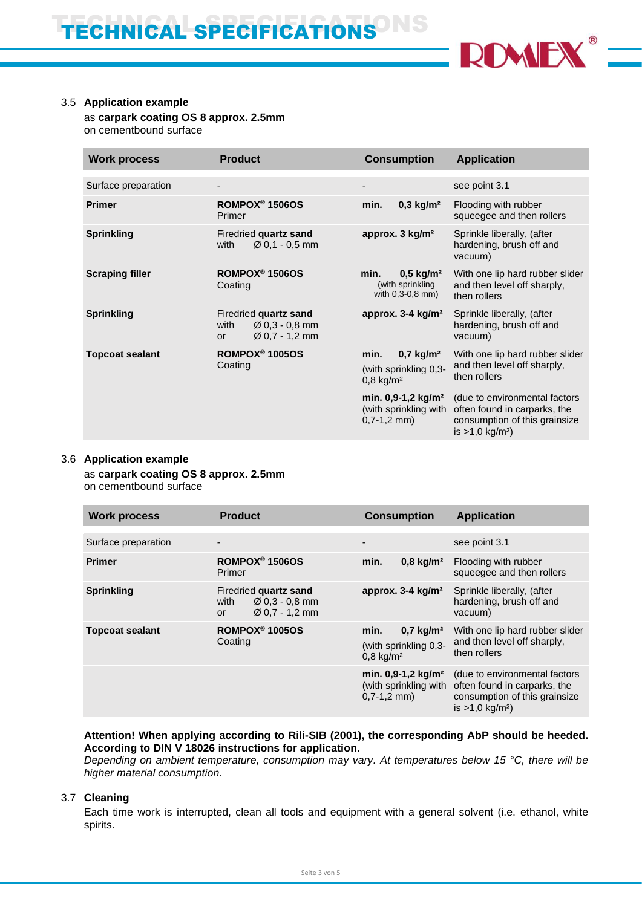### 3.5 Application example

as **carpark coating OS 8 approx. 2.5mm**
on cementbound surface

| Work process | Product | Consumption | Application |
|---|---|---|---|
| Surface preparation | - | - | see point 3.1 |
| **Primer** | **ROMPOX® 1506OS** Primer | **min. 0,3 kg/m²** | Flooding with rubber squeegee and then rollers |
| **Sprinkling** | **Firedried quartz sand** with Ø 0,1 - 0,5 mm | **approx. 3 kg/m²** | Sprinkle liberally, (after hardening, brush off and vacuum) |
| **Scraping filler** | **ROMPOX® 1506OS** Coating | **min. 0,5 kg/m²** (with sprinkling with 0,3-0,8 mm) | With one lip hard rubber slider and then level off sharply, then rollers |
| **Sprinkling** | **Firedried quartz sand** with Ø 0,3 - 0,8 mm or Ø 0,7 - 1,2 mm | **approx. 3-4 kg/m²** | Sprinkle liberally, (after hardening, brush off and vacuum) |
| **Topcoat sealant** | **ROMPOX® 1005OS** Coating | **min. 0,7 kg/m²** (with sprinkling 0,3-0,8 kg/m² | With one lip hard rubber slider and then level off sharply, then rollers |
| | | **min. 0,9-1,2 kg/m²** (with sprinkling with 0,7-1,2 mm) | (due to environmental factors often found in carparks, the consumption of this grainsize is >1,0 kg/m²) |

### 3.6 Application example

as **carpark coating OS 8 approx. 2.5mm**
on cementbound surface

| Work process | Product | Consumption | Application |
|---|---|---|---|
| Surface preparation | - | - | see point 3.1 |
| **Primer** | **ROMPOX® 1506OS** Primer | **min. 0,8 kg/m²** | Flooding with rubber squeegee and then rollers |
| **Sprinkling** | **Firedried quartz sand** with Ø 0,3 - 0,8 mm or Ø 0,7 - 1,2 mm | **approx. 3-4 kg/m²** | Sprinkle liberally, (after hardening, brush off and vacuum) |
| **Topcoat sealant** | **ROMPOX® 1005OS** Coating | **min. 0,7 kg/m²** (with sprinkling 0,3-0,8 kg/m² | With one lip hard rubber slider and then level off sharply, then rollers |
| | | **min. 0,9-1,2 kg/m²** (with sprinkling with 0,7-1,2 mm) | (due to environmental factors often found in carparks, the consumption of this grainsize is >1,0 kg/m²) |

**Attention! When applying according to Rili-SIB (2001), the corresponding AbP should be heeded. According to DIN V 18026 instructions for application.**
*Depending on ambient temperature, consumption may vary. At temperatures below 15 °C, there will be higher material consumption.*

### 3.7 Cleaning

Each time work is interrupted, clean all tools and equipment with a general solvent (i.e. ethanol, white spirits.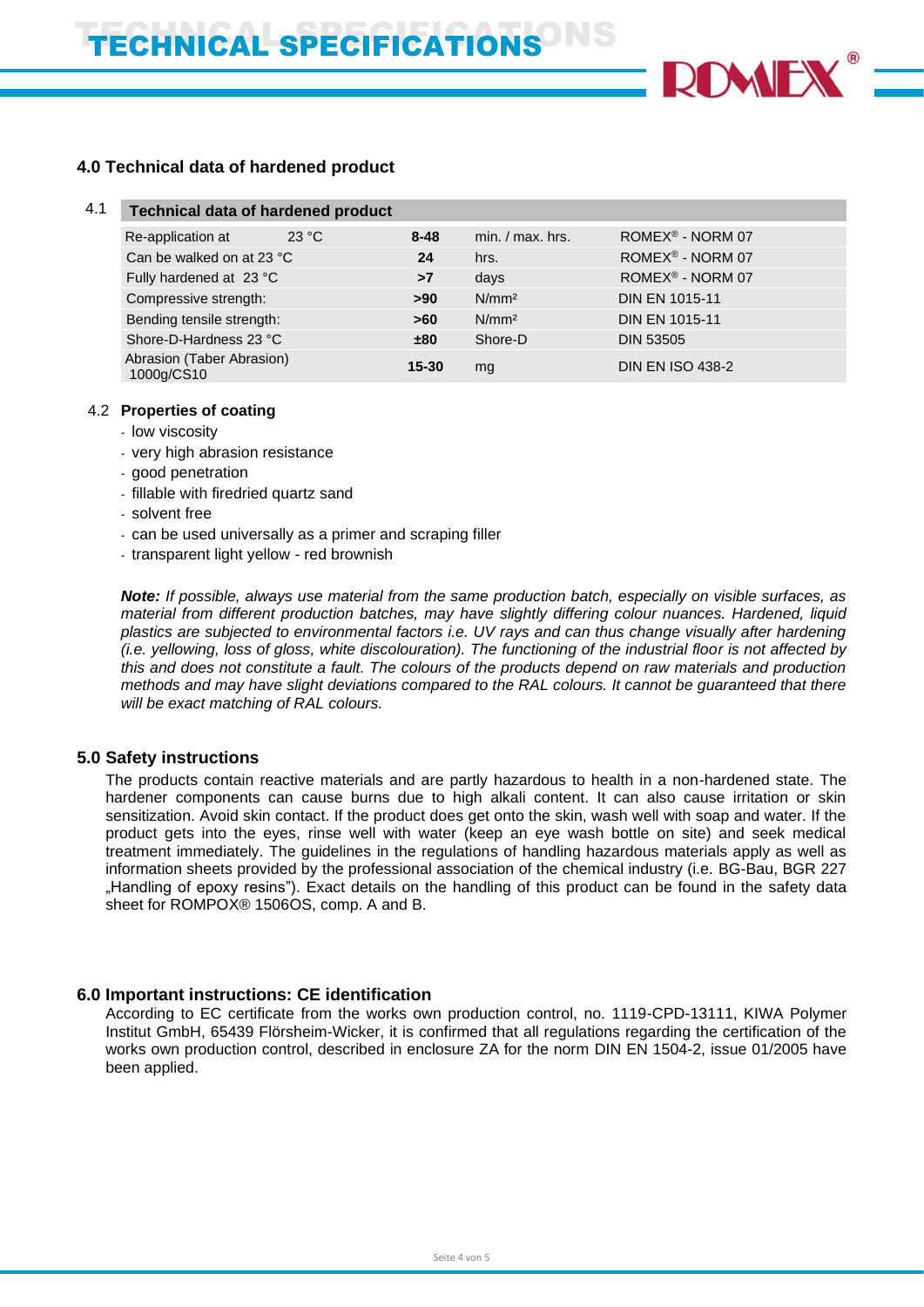## 4.0 Technical data of hardened product

4.1

| Technical data of hardened product | | | | |
|---|---|---|---|---|
| Re-application at | 23 °C | 8-48 | min. / max. hrs. | ROMEX® - NORM 07 |
| Can be walked on at 23 °C | | 24 | hrs. | ROMEX® - NORM 07 |
| Fully hardened at 23 °C | | >7 | days | ROMEX® - NORM 07 |
| Compressive strength: | | >90 | N/mm² | DIN EN 1015-11 |
| Bending tensile strength: | | >60 | N/mm² | DIN EN 1015-11 |
| Shore-D-Hardness 23 °C | | ±80 | Shore-D | DIN 53505 |
| Abrasion (Taber Abrasion) 1000g/CS10 | | 15-30 | mg | DIN EN ISO 438-2 |

4.2 **Properties of coating**

- low viscosity
- very high abrasion resistance
- good penetration
- fillable with firedried quartz sand
- solvent free
- can be used universally as a primer and scraping filler
- transparent light yellow - red brownish

***Note:*** *If possible, always use material from the same production batch, especially on visible surfaces, as material from different production batches, may have slightly differing colour nuances. Hardened, liquid plastics are subjected to environmental factors i.e. UV rays and can thus change visually after hardening (i.e. yellowing, loss of gloss, white discolouration). The functioning of the industrial floor is not affected by this and does not constitute a fault. The colours of the products depend on raw materials and production methods and may have slight deviations compared to the RAL colours. It cannot be guaranteed that there will be exact matching of RAL colours.*

## 5.0 Safety instructions

The products contain reactive materials and are partly hazardous to health in a non-hardened state. The hardener components can cause burns due to high alkali content. It can also cause irritation or skin sensitization. Avoid skin contact. If the product does get onto the skin, wash well with soap and water. If the product gets into the eyes, rinse well with water (keep an eye wash bottle on site) and seek medical treatment immediately. The guidelines in the regulations of handling hazardous materials apply as well as information sheets provided by the professional association of the chemical industry (i.e. BG-Bau, BGR 227 „Handling of epoxy resins"). Exact details on the handling of this product can be found in the safety data sheet for ROMPOX® 1506OS, comp. A and B.

## 6.0 Important instructions: CE identification

According to EC certificate from the works own production control, no. 1119-CPD-13111, KIWA Polymer Institut GmbH, 65439 Flörsheim-Wicker, it is confirmed that all regulations regarding the certification of the works own production control, described in enclosure ZA for the norm DIN EN 1504-2, issue 01/2005 have been applied.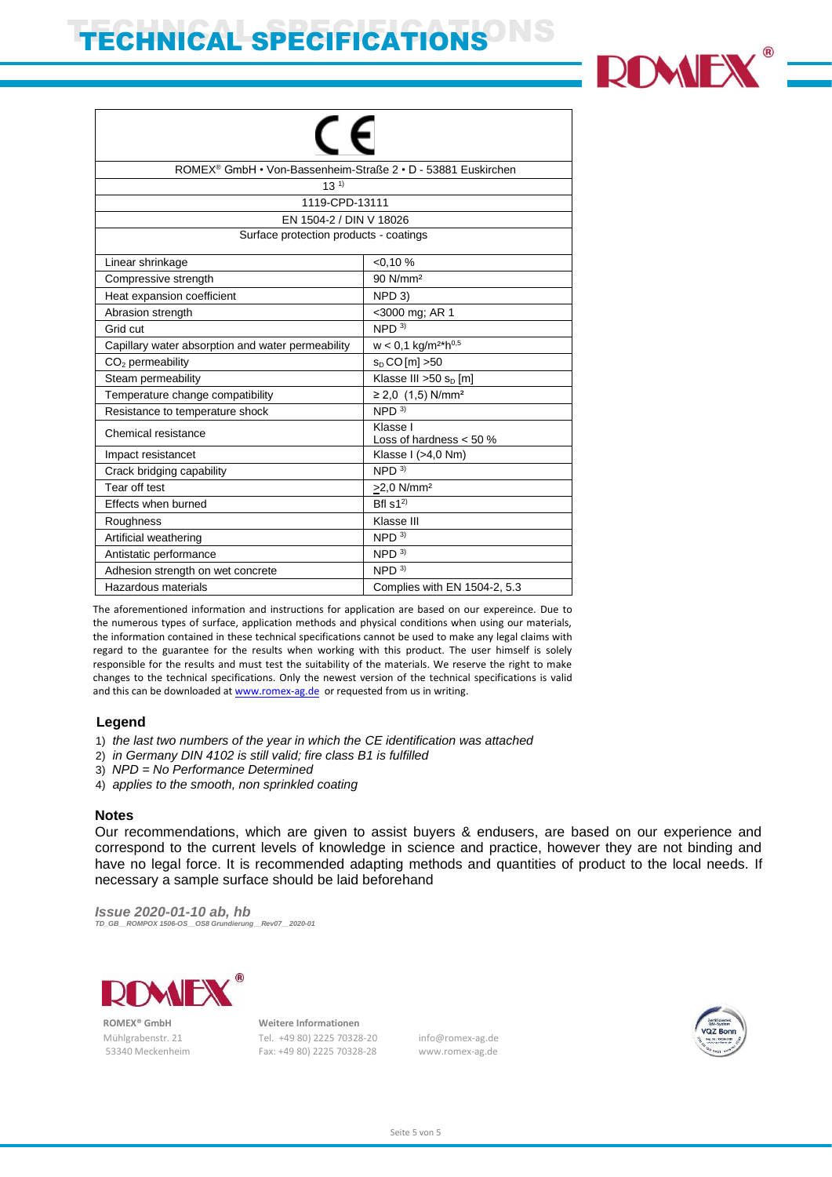# TECHNICAL SPECIFICATIONS

| CE | |
|---|---|
| ROMEX® GmbH • Von-Bassenheim-Straße 2 • D - 53881 Euskirchen | |
| 13 [1] | |
| 1119-CPD-13111 | |
| EN 1504-2 / DIN V 18026 | |
| Surface protection products - coatings | |
| Linear shrinkage | <0,10 % |
| Compressive strength | 90 N/mm² |
| Heat expansion coefficient | NPD 3) |
| Abrasion strength | <3000 mg; AR 1 |
| Grid cut | NPD [3] |
| Capillary water absorption and water permeability | $w < 0,1$ kg/m²*h$^{0,5}$ |
| $CO_2$ permeability | $s_D$ CO [m] >50 |
| Steam permeability | Klasse III >50 $s_D$ [m] |
| Temperature change compatibility | ≥ 2,0 (1,5) N/mm² |
| Resistance to temperature shock | NPD [3] |
| Chemical resistance | Klasse I<br>Loss of hardness < 50 % |
| Impact resistancet | Klasse I (>4,0 Nm) |
| Crack bridging capability | NPD [3] |
| Tear off test | ≥2,0 N/mm² |
| Effects when burned | Bfl s1[2] |
| Roughness | Klasse III |
| Artificial weathering | NPD [3] |
| Antistatic performance | NPD [3] |
| Adhesion strength on wet concrete | NPD [3] |
| Hazardous materials | Complies with EN 1504-2, 5.3 |

The aforementioned information and instructions for application are based on our expereince. Due to the numerous types of surface, application methods and physical conditions when using our materials, the information contained in these technical specifications cannot be used to make any legal claims with regard to the guarantee for the results when working with this product. The user himself is solely responsible for the results and must test the suitability of the materials. We reserve the right to make changes to the technical specifications. Only the newest version of the technical specifications is valid and this can be downloaded at www.romex-ag.de or requested from us in writing.

### Legend

1) *the last two numbers of the year in which the CE identification was attached*
2) *in Germany DIN 4102 is still valid; fire class B1 is fulfilled*
3) *NPD = No Performance Determined*
4) *applies to the smooth, non sprinkled coating*

### Notes

Our recommendations, which are given to assist buyers & endusers, are based on our experience and correspond to the current levels of knowledge in science and practice, however they are not binding and have no legal force. It is recommended adapting methods and quantities of product to the local needs. If necessary a sample surface should be laid beforehand

***Issue 2020-01-10 ab, hb***
*TD_GB__ROMPOX 1506-OS__OS8 Grundierung__Rev07__2020-01*

**ROMEX® GmbH**
Mühlgrabenstr. 21
53340 Meckenheim

**Weitere Informationen**
Tel. +49 80) 2225 70328-20
Fax: +49 80) 2225 70328-28

info@romex-ag.de
www.romex-ag.de